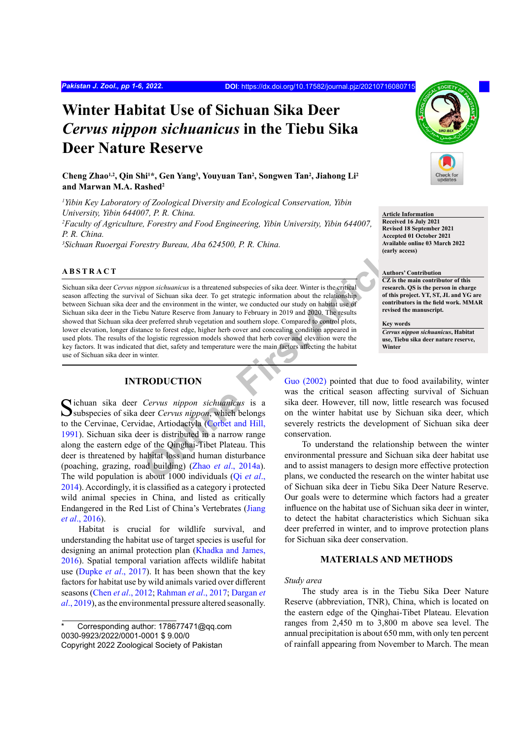# Winter Habitat Use of Sichuan Sika Deer *Cervus nippon sichuanicus* in the Tiebu Sika Deer Nature Reserve

**Cheng Zhao[1,2], Qin Shi[1]*, Gen Yang[3], Youyuan Tan[2], Songwen Tan[2], Jiahong Li[2] and Marwan M.A. Rashed[2]**

*[1]Yibin Key Laboratory of Zoological Diversity and Ecological Conservation, Yibin University, Yibin 644007, P. R. China.*
*[2]Faculty of Agriculture, Forestry and Food Engineering, Yibin University, Yibin 644007, P. R. China.*
*[3]Sichuan Ruoergai Forestry Bureau, Aba 624500, P. R. China.*

**Article Information**
**Received 16 July 2021**
**Revised 18 September 2021**
**Accepted 01 October 2021**
**Available online 03 March 2022 (early access)**

**Authors' Contribution**
**CZ is the main contributor of this research. QS is the person in charge of this project. YT, ST, JL and YG are contributors in the field work. MMAR revised the manuscript.**

**Key words**
***Cervus nippon sichuanicus*, Habitat use, Tiebu sika deer nature reserve, Winter**

## ABSTRACT

Sichuan sika deer *Cervus nippon sichuanicus* is a threatened subspecies of sika deer. Winter is the critical season affecting the survival of Sichuan sika deer. To get strategic information about the relationship between Sichuan sika deer and the environment in the winter, we conducted our study on habitat use of Sichuan sika deer in the Tiebu Nature Reserve from January to February in 2019 and 2020. The results showed that Sichuan sika deer preferred shrub vegetation and southern slope. Compared to control plots, lower elevation, longer distance to forest edge, higher herb cover and concealing condition appeared in used plots. The results of the logistic regression models showed that herb cover and elevation were the key factors. It was indicated that diet, safety and temperature were the main factors affecting the habitat use of Sichuan sika deer in winter.

## INTRODUCTION

Sichuan sika deer *Cervus nippon sichuanicus* is a subspecies of sika deer *Cervus nippon*, which belongs to the Cervinae, Cervidae, Artiodactyla (Corbet and Hill, 1991). Sichuan sika deer is distributed in a narrow range along the eastern edge of the Qinghai-Tibet Plateau. This deer is threatened by habitat loss and human disturbance (poaching, grazing, road building) (Zhao *et al*., 2014a). The wild population is about 1000 individuals (Qi *et al*., 2014). Accordingly, it is classified as a category i protected wild animal species in China, and listed as critically Endangered in the Red List of China's Vertebrates (Jiang *et al*., 2016).

Habitat is crucial for wildlife survival, and understanding the habitat use of target species is useful for designing an animal protection plan (Khadka and James, 2016). Spatial temporal variation affects wildlife habitat use (Dupke *et al*., 2017). It has been shown that the key factors for habitat use by wild animals varied over different seasons (Chen *et al*., 2012; Rahman *et al*., 2017; Dargan *et al*., 2019), as the environmental pressure altered seasonally. Guo (2002) pointed that due to food availability, winter was the critical season affecting survival of Sichuan sika deer. However, till now, little research was focused on the winter habitat use by Sichuan sika deer, which severely restricts the development of Sichuan sika deer conservation.

To understand the relationship between the winter environmental pressure and Sichuan sika deer habitat use and to assist managers to design more effective protection plans, we conducted the research on the winter habitat use of Sichuan sika deer in Tiebu Sika Deer Nature Reserve. Our goals were to determine which factors had a greater influence on the habitat use of Sichuan sika deer in winter, to detect the habitat characteristics which Sichuan sika deer preferred in winter, and to improve protection plans for Sichuan sika deer conservation.

## MATERIALS AND METHODS

*Study area*

The study area is in the Tiebu Sika Deer Nature Reserve (abbreviation, TNR), China, which is located on the eastern edge of the Qinghai-Tibet Plateau. Elevation ranges from 2,450 m to 3,800 m above sea level. The annual precipitation is about 650 mm, with only ten percent of rainfall appearing from November to March. The mean

\* Corresponding author: 178677471@qq.com
0030-9923/2022/0001-0001 $ 9.00/0
Copyright 2022 Zoological Society of Pakistan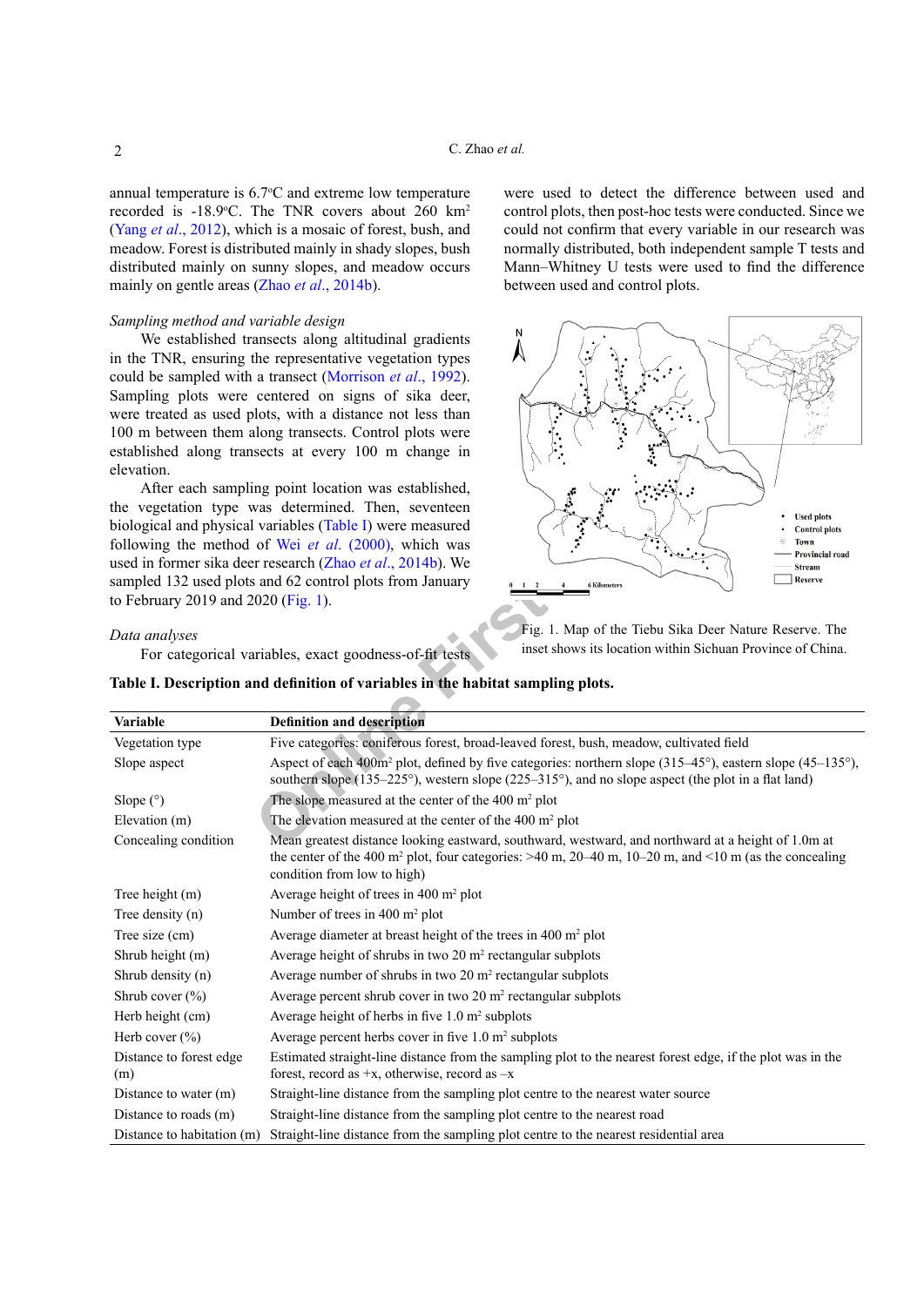annual temperature is 6.7°C and extreme low temperature recorded is -18.9°C. The TNR covers about 260 km$^2$ (Yang *et al*., 2012), which is a mosaic of forest, bush, and meadow. Forest is distributed mainly in shady slopes, bush distributed mainly on sunny slopes, and meadow occurs mainly on gentle areas (Zhao *et al*., 2014b).

*Sampling method and variable design*

We established transects along altitudinal gradients in the TNR, ensuring the representative vegetation types could be sampled with a transect (Morrison *et al*., 1992). Sampling plots were centered on signs of sika deer, were treated as used plots, with a distance not less than 100 m between them along transects. Control plots were established along transects at every 100 m change in elevation.

After each sampling point location was established, the vegetation type was determined. Then, seventeen biological and physical variables (Table I) were measured following the method of Wei *et al*. (2000), which was used in former sika deer research (Zhao *et al*., 2014b). We sampled 132 used plots and 62 control plots from January to February 2019 and 2020 (Fig. 1).

*Data analyses*

For categorical variables, exact goodness-of-fit tests were used to detect the difference between used and control plots, then post-hoc tests were conducted. Since we could not confirm that every variable in our research was normally distributed, both independent sample T tests and Mann–Whitney U tests were used to find the difference between used and control plots.

Fig. 1. Map of the Tiebu Sika Deer Nature Reserve. The inset shows its location within Sichuan Province of China.

**Table I. Description and definition of variables in the habitat sampling plots.**

| Variable | Definition and description |
|---|---|
| Vegetation type | Five categories: coniferous forest, broad-leaved forest, bush, meadow, cultivated field |
| Slope aspect | Aspect of each 400m$^2$ plot, defined by five categories: northern slope (315–45°), eastern slope (45–135°), southern slope (135–225°), western slope (225–315°), and no slope aspect (the plot in a flat land) |
| Slope (°) | The slope measured at the center of the 400 m$^2$ plot |
| Elevation (m) | The elevation measured at the center of the 400 m$^2$ plot |
| Concealing condition | Mean greatest distance looking eastward, southward, westward, and northward at a height of 1.0m at the center of the 400 m$^2$ plot, four categories: >40 m, 20–40 m, 10–20 m, and <10 m (as the concealing condition from low to high) |
| Tree height (m) | Average height of trees in 400 m$^2$ plot |
| Tree density (n) | Number of trees in 400 m$^2$ plot |
| Tree size (cm) | Average diameter at breast height of the trees in 400 m$^2$ plot |
| Shrub height (m) | Average height of shrubs in two 20 m$^2$ rectangular subplots |
| Shrub density (n) | Average number of shrubs in two 20 m$^2$ rectangular subplots |
| Shrub cover (%) | Average percent shrub cover in two 20 m$^2$ rectangular subplots |
| Herb height (cm) | Average height of herbs in five 1.0 m$^2$ subplots |
| Herb cover (%) | Average percent herbs cover in five 1.0 m$^2$ subplots |
| Distance to forest edge (m) | Estimated straight-line distance from the sampling plot to the nearest forest edge, if the plot was in the forest, record as +x, otherwise, record as –x |
| Distance to water (m) | Straight-line distance from the sampling plot centre to the nearest water source |
| Distance to roads (m) | Straight-line distance from the sampling plot centre to the nearest road |
| Distance to habitation (m) | Straight-line distance from the sampling plot centre to the nearest residential area |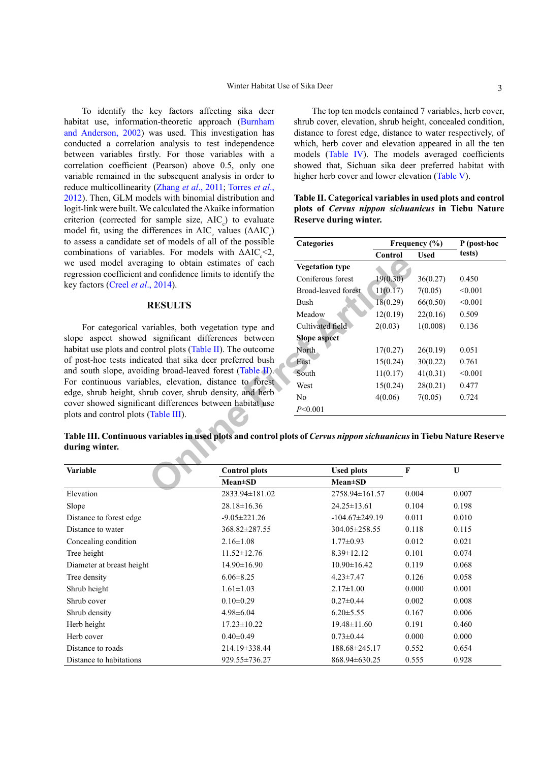To identify the key factors affecting sika deer habitat use, information-theoretic approach (Burnham and Anderson, 2002) was used. This investigation has conducted a correlation analysis to test independence between variables firstly. For those variables with a correlation coefficient (Pearson) above 0.5, only one variable remained in the subsequent analysis in order to reduce multicollinearity (Zhang *et al*., 2011; Torres *et al*., 2012). Then, GLM models with binomial distribution and logit-link were built. We calculated the Akaike information criterion (corrected for sample size, $AIC_c$) to evaluate model fit, using the differences in $AIC_c$ values ($\Delta AIC_c$) to assess a candidate set of models of all of the possible combinations of variables. For models with $\Delta AIC_c<2$, we used model averaging to obtain estimates of each regression coefficient and confidence limits to identify the key factors (Creel *et al*., 2014).

## RESULTS

For categorical variables, both vegetation type and slope aspect showed significant differences between habitat use plots and control plots (Table II). The outcome of post-hoc tests indicated that sika deer preferred bush and south slope, avoiding broad-leaved forest (Table II). For continuous variables, elevation, distance to forest edge, shrub height, shrub cover, shrub density, and herb cover showed significant differences between habitat use plots and control plots (Table III).

The top ten models contained 7 variables, herb cover, shrub cover, elevation, shrub height, concealed condition, distance to forest edge, distance to water respectively, of which, herb cover and elevation appeared in all the ten models (Table IV). The models averaged coefficients showed that, Sichuan sika deer preferred habitat with higher herb cover and lower elevation (Table V).

**Table II. Categorical variables in used plots and control plots of *Cervus nippon sichuanicus* in Tiebu Nature Reserve during winter.**

| Categories | Frequency (%) | | P (post-hoc tests) |
|---|---|---|---|
| | Control | Used | |
| **Vegetation type** | | | |
| Coniferous forest | 19(0.30) | 36(0.27) | 0.450 |
| Broad-leaved forest | 11(0.17) | 7(0.05) | <0.001 |
| Bush | 18(0.29) | 66(0.50) | <0.001 |
| Meadow | 12(0.19) | 22(0.16) | 0.509 |
| Cultivated field | 2(0.03) | 1(0.008) | 0.136 |
| **Slope aspect** | | | |
| North | 17(0.27) | 26(0.19) | 0.051 |
| East | 15(0.24) | 30(0.22) | 0.761 |
| South | 11(0.17) | 41(0.31) | <0.001 |
| West | 15(0.24) | 28(0.21) | 0.477 |
| No | 4(0.06) | 7(0.05) | 0.724 |

*P*<0.001

**Table III. Continuous variables in used plots and control plots of *Cervus nippon sichuanicus* in Tiebu Nature Reserve during winter.**

| Variable | Control plots | Used plots | F | U |
|---|---|---|---|---|
| | Mean±SD | Mean±SD | | |
| Elevation | 2833.94±181.02 | 2758.94±161.57 | 0.004 | 0.007 |
| Slope | 28.18±16.36 | 24.25±13.61 | 0.104 | 0.198 |
| Distance to forest edge | -9.05±221.26 | -104.67±249.19 | 0.011 | 0.010 |
| Distance to water | 368.82±287.55 | 304.05±258.55 | 0.118 | 0.115 |
| Concealing condition | 2.16±1.08 | 1.77±0.93 | 0.012 | 0.021 |
| Tree height | 11.52±12.76 | 8.39±12.12 | 0.101 | 0.074 |
| Diameter at breast height | 14.90±16.90 | 10.90±16.42 | 0.119 | 0.068 |
| Tree density | 6.06±8.25 | 4.23±7.47 | 0.126 | 0.058 |
| Shrub height | 1.61±1.03 | 2.17±1.00 | 0.000 | 0.001 |
| Shrub cover | 0.10±0.29 | 0.27±0.44 | 0.002 | 0.008 |
| Shrub density | 4.98±6.04 | 6.20±5.55 | 0.167 | 0.006 |
| Herb height | 17.23±10.22 | 19.48±11.60 | 0.191 | 0.460 |
| Herb cover | 0.40±0.49 | 0.73±0.44 | 0.000 | 0.000 |
| Distance to roads | 214.19±338.44 | 188.68±245.17 | 0.552 | 0.654 |
| Distance to habitations | 929.55±736.27 | 868.94±630.25 | 0.555 | 0.928 |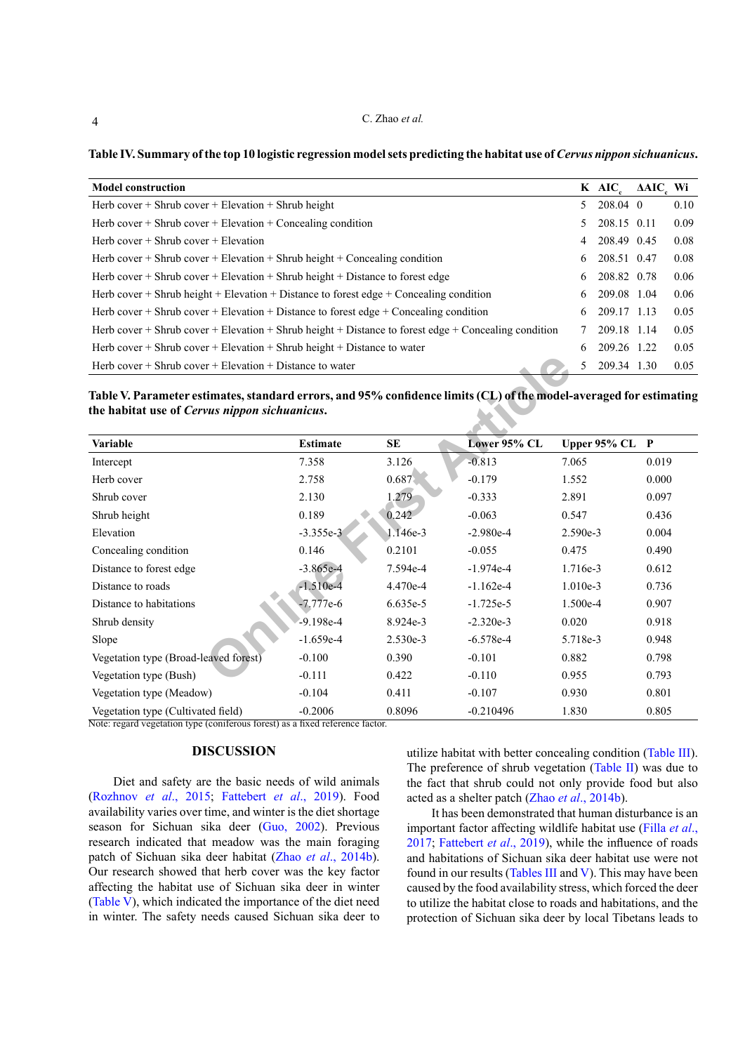**Table IV. Summary of the top 10 logistic regression model sets predicting the habitat use of *Cervus nippon sichuanicus*.**

| Model construction | K | $AIC_c$ | $\Delta AIC_c$ | Wi |
|---|---|---|---|---|
| Herb cover + Shrub cover + Elevation + Shrub height | 5 | 208.04 | 0 | 0.10 |
| Herb cover + Shrub cover + Elevation + Concealing condition | 5 | 208.15 | 0.11 | 0.09 |
| Herb cover + Shrub cover + Elevation | 4 | 208.49 | 0.45 | 0.08 |
| Herb cover + Shrub cover + Elevation + Shrub height + Concealing condition | 6 | 208.51 | 0.47 | 0.08 |
| Herb cover + Shrub cover + Elevation + Shrub height + Distance to forest edge | 6 | 208.82 | 0.78 | 0.06 |
| Herb cover + Shrub height + Elevation + Distance to forest edge + Concealing condition | 6 | 209.08 | 1.04 | 0.06 |
| Herb cover + Shrub cover + Elevation + Distance to forest edge + Concealing condition | 6 | 209.17 | 1.13 | 0.05 |
| Herb cover + Shrub cover + Elevation + Shrub height + Distance to forest edge + Concealing condition | 7 | 209.18 | 1.14 | 0.05 |
| Herb cover + Shrub cover + Elevation + Shrub height + Distance to water | 6 | 209.26 | 1.22 | 0.05 |
| Herb cover + Shrub cover + Elevation + Distance to water | 5 | 209.34 | 1.30 | 0.05 |

**Table V. Parameter estimates, standard errors, and 95% confidence limits (CL) of the model-averaged for estimating the habitat use of *Cervus nippon sichuanicus*.**

| Variable | Estimate | SE | Lower 95% CL | Upper 95% CL | P |
|---|---|---|---|---|---|
| Intercept | 7.358 | 3.126 | -0.813 | 7.065 | 0.019 |
| Herb cover | 2.758 | 0.687 | -0.179 | 1.552 | 0.000 |
| Shrub cover | 2.130 | 1.279 | -0.333 | 2.891 | 0.097 |
| Shrub height | 0.189 | 0.242 | -0.063 | 0.547 | 0.436 |
| Elevation | -3.355e-3 | 1.146e-3 | -2.980e-4 | 2.590e-3 | 0.004 |
| Concealing condition | 0.146 | 0.2101 | -0.055 | 0.475 | 0.490 |
| Distance to forest edge | -3.865e-4 | 7.594e-4 | -1.974e-4 | 1.716e-3 | 0.612 |
| Distance to roads | -1.510e-4 | 4.470e-4 | -1.162e-4 | 1.010e-3 | 0.736 |
| Distance to habitations | -7.777e-6 | 6.635e-5 | -1.725e-5 | 1.500e-4 | 0.907 |
| Shrub density | -9.198e-4 | 8.924e-3 | -2.320e-3 | 0.020 | 0.918 |
| Slope | -1.659e-4 | 2.530e-3 | -6.578e-4 | 5.718e-3 | 0.948 |
| Vegetation type (Broad-leaved forest) | -0.100 | 0.390 | -0.101 | 0.882 | 0.798 |
| Vegetation type (Bush) | -0.111 | 0.422 | -0.110 | 0.955 | 0.793 |
| Vegetation type (Meadow) | -0.104 | 0.411 | -0.107 | 0.930 | 0.801 |
| Vegetation type (Cultivated field) | -0.2006 | 0.8096 | -0.210496 | 1.830 | 0.805 |

Note: regard vegetation type (coniferous forest) as a fixed reference factor.

## DISCUSSION

Diet and safety are the basic needs of wild animals (Rozhnov *et al*., 2015; Fattebert *et al*., 2019). Food availability varies over time, and winter is the diet shortage season for Sichuan sika deer (Guo, 2002). Previous research indicated that meadow was the main foraging patch of Sichuan sika deer habitat (Zhao *et al*., 2014b). Our research showed that herb cover was the key factor affecting the habitat use of Sichuan sika deer in winter (Table V), which indicated the importance of the diet need in winter. The safety needs caused Sichuan sika deer to utilize habitat with better concealing condition (Table III). The preference of shrub vegetation (Table II) was due to the fact that shrub could not only provide food but also acted as a shelter patch (Zhao *et al*., 2014b).

It has been demonstrated that human disturbance is an important factor affecting wildlife habitat use (Filla *et al*., 2017; Fattebert *et al*., 2019), while the influence of roads and habitations of Sichuan sika deer habitat use were not found in our results (Tables III and V). This may have been caused by the food availability stress, which forced the deer to utilize the habitat close to roads and habitations, and the protection of Sichuan sika deer by local Tibetans leads to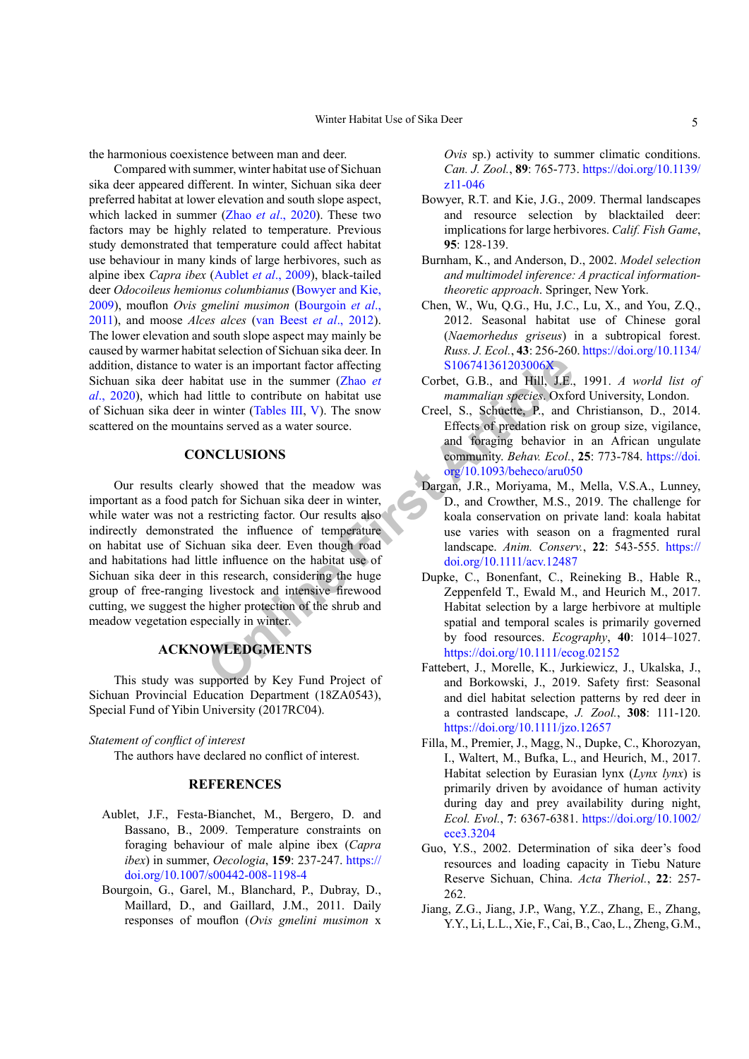the harmonious coexistence between man and deer.

Compared with summer, winter habitat use of Sichuan sika deer appeared different. In winter, Sichuan sika deer preferred habitat at lower elevation and south slope aspect, which lacked in summer (Zhao *et al*., 2020). These two factors may be highly related to temperature. Previous study demonstrated that temperature could affect habitat use behaviour in many kinds of large herbivores, such as alpine ibex *Capra ibex* (Aublet *et al*., 2009), black-tailed deer *Odocoileus hemionus columbianus* (Bowyer and Kie, 2009), mouflon *Ovis gmelini musimon* (Bourgoin *et al*., 2011), and moose *Alces alces* (van Beest *et al*., 2012). The lower elevation and south slope aspect may mainly be caused by warmer habitat selection of Sichuan sika deer. In addition, distance to water is an important factor affecting Sichuan sika deer habitat use in the summer (Zhao *et al*., 2020), which had little to contribute on habitat use of Sichuan sika deer in winter (Tables III, V). The snow scattered on the mountains served as a water source.

## CONCLUSIONS

Our results clearly showed that the meadow was important as a food patch for Sichuan sika deer in winter, while water was not a restricting factor. Our results also indirectly demonstrated the influence of temperature on habitat use of Sichuan sika deer. Even though road and habitations had little influence on the habitat use of Sichuan sika deer in this research, considering the huge group of free-ranging livestock and intensive firewood cutting, we suggest the higher protection of the shrub and meadow vegetation especially in winter.

## ACKNOWLEDGMENTS

This study was supported by Key Fund Project of Sichuan Provincial Education Department (18ZA0543), Special Fund of Yibin University (2017RC04).

*Statement of conflict of interest*

The authors have declared no conflict of interest.

## REFERENCES

Aublet, J.F., Festa-Bianchet, M., Bergero, D. and Bassano, B., 2009. Temperature constraints on foraging behaviour of male alpine ibex (*Capra ibex*) in summer, *Oecologia*, **159**: 237-247. https://doi.org/10.1007/s00442-008-1198-4

Bourgoin, G., Garel, M., Blanchard, P., Dubray, D., Maillard, D., and Gaillard, J.M., 2011. Daily responses of mouflon (*Ovis gmelini musimon* x *Ovis* sp.) activity to summer climatic conditions. *Can. J. Zool.*, **89**: 765-773. https://doi.org/10.1139/z11-046

Bowyer, R.T. and Kie, J.G., 2009. Thermal landscapes and resource selection by blacktailed deer: implications for large herbivores. *Calif. Fish Game*, **95**: 128-139.

Burnham, K., and Anderson, D., 2002. *Model selection and multimodel inference: A practical information-theoretic approach*. Springer, New York.

Chen, W., Wu, Q.G., Hu, J.C., Lu, X., and You, Z.Q., 2012. Seasonal habitat use of Chinese goral (*Naemorhedus griseus*) in a subtropical forest. *Russ. J. Ecol.*, **43**: 256-260. https://doi.org/10.1134/S106741361203006X

Corbet, G.B., and Hill, J.E., 1991. *A world list of mammalian species*. Oxford University, London.

Creel, S., Schuette, P., and Christianson, D., 2014. Effects of predation risk on group size, vigilance, and foraging behavior in an African ungulate community. *Behav. Ecol.*, **25**: 773-784. https://doi.org/10.1093/beheco/aru050

Dargan, J.R., Moriyama, M., Mella, V.S.A., Lunney, D., and Crowther, M.S., 2019. The challenge for koala conservation on private land: koala habitat use varies with season on a fragmented rural landscape. *Anim. Conserv.*, **22**: 543-555. https://doi.org/10.1111/acv.12487

Dupke, C., Bonenfant, C., Reineking B., Hable R., Zeppenfeld T., Ewald M., and Heurich M., 2017. Habitat selection by a large herbivore at multiple spatial and temporal scales is primarily governed by food resources. *Ecography*, **40**: 1014–1027. https://doi.org/10.1111/ecog.02152

Fattebert, J., Morelle, K., Jurkiewicz, J., Ukalska, J., and Borkowski, J., 2019. Safety first: Seasonal and diel habitat selection patterns by red deer in a contrasted landscape, *J. Zool.*, **308**: 111-120. https://doi.org/10.1111/jzo.12657

Filla, M., Premier, J., Magg, N., Dupke, C., Khorozyan, I., Waltert, M., Bufka, L., and Heurich, M., 2017. Habitat selection by Eurasian lynx (*Lynx lynx*) is primarily driven by avoidance of human activity during day and prey availability during night, *Ecol. Evol.*, **7**: 6367-6381. https://doi.org/10.1002/ece3.3204

Guo, Y.S., 2002. Determination of sika deer's food resources and loading capacity in Tiebu Nature Reserve Sichuan, China. *Acta Theriol.*, **22**: 257-262.

Jiang, Z.G., Jiang, J.P., Wang, Y.Z., Zhang, E., Zhang, Y.Y., Li, L.L., Xie, F., Cai, B., Cao, L., Zheng, G.M.,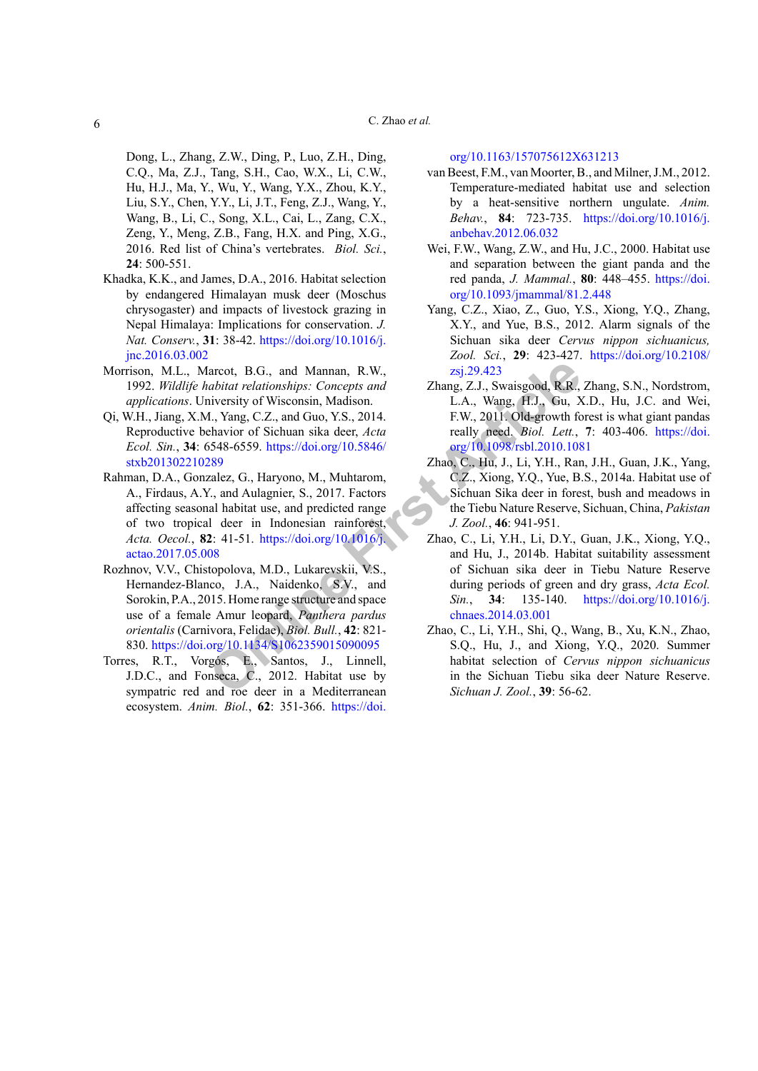Dong, L., Zhang, Z.W., Ding, P., Luo, Z.H., Ding, C.Q., Ma, Z.J., Tang, S.H., Cao, W.X., Li, C.W., Hu, H.J., Ma, Y., Wu, Y., Wang, Y.X., Zhou, K.Y., Liu, S.Y., Chen, Y.Y., Li, J.T., Feng, Z.J., Wang, Y., Wang, B., Li, C., Song, X.L., Cai, L., Zang, C.X., Zeng, Y., Meng, Z.B., Fang, H.X. and Ping, X.G., 2016. Red list of China's vertebrates. *Biol. Sci.*, **24**: 500-551.

Khadka, K.K., and James, D.A., 2016. Habitat selection by endangered Himalayan musk deer (Moschus chrysogaster) and impacts of livestock grazing in Nepal Himalaya: Implications for conservation. *J. Nat. Conserv.*, **31**: 38-42. https://doi.org/10.1016/j.jnc.2016.03.002

Morrison, M.L., Marcot, B.G., and Mannan, R.W., 1992. *Wildlife habitat relationships: Concepts and applications*. University of Wisconsin, Madison.

Qi, W.H., Jiang, X.M., Yang, C.Z., and Guo, Y.S., 2014. Reproductive behavior of Sichuan sika deer, *Acta Ecol. Sin.*, **34**: 6548-6559. https://doi.org/10.5846/stxb201302210289

Rahman, D.A., Gonzalez, G., Haryono, M., Muhtarom, A., Firdaus, A.Y., and Aulagnier, S., 2017. Factors affecting seasonal habitat use, and predicted range of two tropical deer in Indonesian rainforest, *Acta. Oecol.*, **82**: 41-51. https://doi.org/10.1016/j.actao.2017.05.008

Rozhnov, V.V., Chistopolova, M.D., Lukarevskii, V.S., Hernandez-Blanco, J.A., Naidenko, S.V., and Sorokin, P.A., 2015. Home range structure and space use of a female Amur leopard, *Panthera pardus orientalis* (Carnivora, Felidae), *Biol. Bull.*, **42**: 821-830. https://doi.org/10.1134/S1062359015090095

Torres, R.T., Vorgós, E., Santos, J., Linnell, J.D.C., and Fonseca, C., 2012. Habitat use by sympatric red and roe deer in a Mediterranean ecosystem. *Anim. Biol.*, **62**: 351-366. https://doi.org/10.1163/157075612X631213

van Beest, F.M., van Moorter, B., and Milner, J.M., 2012. Temperature-mediated habitat use and selection by a heat-sensitive northern ungulate. *Anim. Behav.*, **84**: 723-735. https://doi.org/10.1016/j.anbehav.2012.06.032

Wei, F.W., Wang, Z.W., and Hu, J.C., 2000. Habitat use and separation between the giant panda and the red panda, *J. Mammal.*, **80**: 448–455. https://doi.org/10.1093/jmammal/81.2.448

Yang, C.Z., Xiao, Z., Guo, Y.S., Xiong, Y.Q., Zhang, X.Y., and Yue, B.S., 2012. Alarm signals of the Sichuan sika deer *Cervus nippon sichuanicus, Zool. Sci.*, **29**: 423-427. https://doi.org/10.2108/zsj.29.423

Zhang, Z.J., Swaisgood, R.R., Zhang, S.N., Nordstrom, L.A., Wang, H.J., Gu, X.D., Hu, J.C. and Wei, F.W., 2011. Old-growth forest is what giant pandas really need. *Biol. Lett.*, **7**: 403-406. https://doi.org/10.1098/rsbl.2010.1081

Zhao, C., Hu, J., Li, Y.H., Ran, J.H., Guan, J.K., Yang, C.Z., Xiong, Y.Q., Yue, B.S., 2014a. Habitat use of Sichuan Sika deer in forest, bush and meadows in the Tiebu Nature Reserve, Sichuan, China, *Pakistan J. Zool.*, **46**: 941-951.

Zhao, C., Li, Y.H., Li, D.Y., Guan, J.K., Xiong, Y.Q., and Hu, J., 2014b. Habitat suitability assessment of Sichuan sika deer in Tiebu Nature Reserve during periods of green and dry grass, *Acta Ecol. Sin.*, **34**: 135-140. https://doi.org/10.1016/j.chnaes.2014.03.001

Zhao, C., Li, Y.H., Shi, Q., Wang, B., Xu, K.N., Zhao, S.Q., Hu, J., and Xiong, Y.Q., 2020. Summer habitat selection of *Cervus nippon sichuanicus* in the Sichuan Tiebu sika deer Nature Reserve. *Sichuan J. Zool.*, **39**: 56-62.